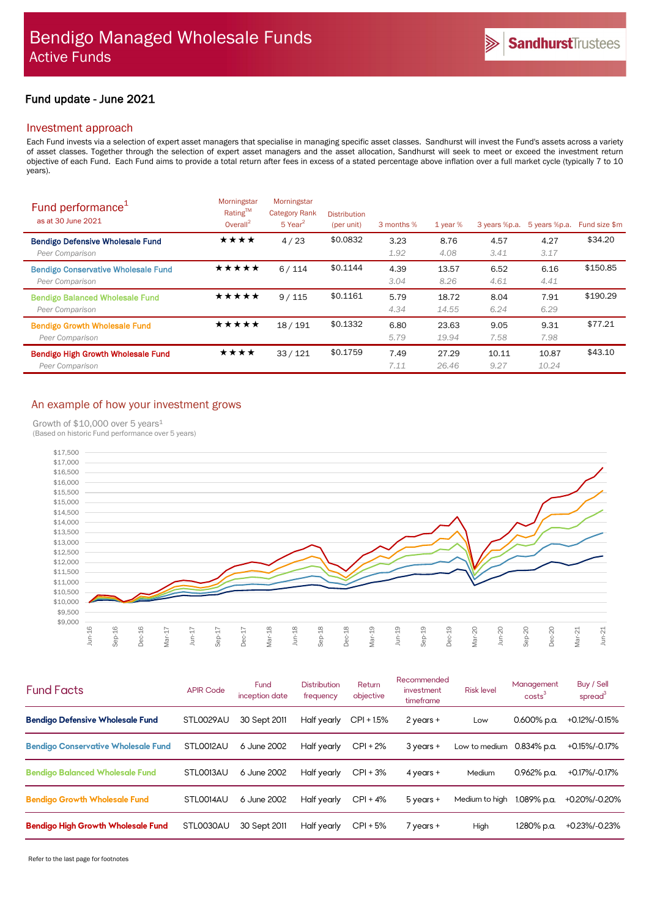# Bendigo Managed Wholesale Funds
## Active Funds

SandhurstTrustees

### Fund update - June 2021

## Investment approach

Each Fund invests via a selection of expert asset managers that specialise in managing specific asset classes. Sandhurst will invest the Fund's assets across a variety of asset classes. Together through the selection of expert asset managers and the asset allocation, Sandhurst will seek to meet or exceed the investment return objective of each Fund. Each Fund aims to provide a total return after fees in excess of a stated percentage above inflation over a full market cycle (typically 7 to 10 years).

## Fund performance[1]

as at 30 June 2021

| | Morningstar Rating™ Overall[2] | Morningstar Category Rank 5 Year[2] | Distribution (per unit) | 3 months % | 1 year % | 3 years %p.a. | 5 years %p.a. | Fund size $m |
|---|---|---|---|---|---|---|---|---|
| **Bendigo Defensive Wholesale Fund** | ★★★★ | 4 / 23 | $0.0832 | 3.23 | 8.76 | 4.57 | 4.27 | $34.20 |
| *Peer Comparison* | | | | *1.92* | *4.08* | *3.41* | *3.17* | |
| **Bendigo Conservative Wholesale Fund** | ★★★★★ | 6 / 114 | $0.1144 | 4.39 | 13.57 | 6.52 | 6.16 | $150.85 |
| *Peer Comparison* | | | | *3.04* | *8.26* | *4.61* | *4.41* | |
| **Bendigo Balanced Wholesale Fund** | ★★★★★ | 9 / 115 | $0.1161 | 5.79 | 18.72 | 8.04 | 7.91 | $190.29 |
| *Peer Comparison* | | | | *4.34* | *14.55* | *6.24* | *6.29* | |
| **Bendigo Growth Wholesale Fund** | ★★★★★ | 18 / 191 | $0.1332 | 6.80 | 23.63 | 9.05 | 9.31 | $77.21 |
| *Peer Comparison* | | | | *5.79* | *19.94* | *7.58* | *7.98* | |
| **Bendigo High Growth Wholesale Fund** | ★★★★ | 33 / 121 | $0.1759 | 7.49 | 27.29 | 10.11 | 10.87 | $43.10 |
| *Peer Comparison* | | | | *7.11* | *26.46* | *9.27* | *10.24* | |

## An example of how your investment grows

Growth of $10,000 over 5 years[1]
(Based on historic Fund performance over 5 years)

## Fund Facts

| | APIR Code | Fund inception date | Distribution frequency | Return objective | Recommended investment timeframe | Risk level | Management costs[3] | Buy / Sell spread[3] |
|---|---|---|---|---|---|---|---|---|
| **Bendigo Defensive Wholesale Fund** | STL0029AU | 30 Sept 2011 | Half yearly | CPI + 1.5% | 2 years + | Low | 0.600% p.a. | +0.12%/-0.15% |
| **Bendigo Conservative Wholesale Fund** | STL0012AU | 6 June 2002 | Half yearly | CPI + 2% | 3 years + | Low to medium | 0.834% p.a. | +0.15%/-0.17% |
| **Bendigo Balanced Wholesale Fund** | STL0013AU | 6 June 2002 | Half yearly | CPI + 3% | 4 years + | Medium | 0.962% p.a. | +0.17%/-0.17% |
| **Bendigo Growth Wholesale Fund** | STL0014AU | 6 June 2002 | Half yearly | CPI + 4% | 5 years + | Medium to high | 1.089% p.a. | +0.20%/-0.20% |
| **Bendigo High Growth Wholesale Fund** | STL0030AU | 30 Sept 2011 | Half yearly | CPI + 5% | 7 years + | High | 1.280% p.a. | +0.23%/-0.23% |

Refer to the last page for footnotes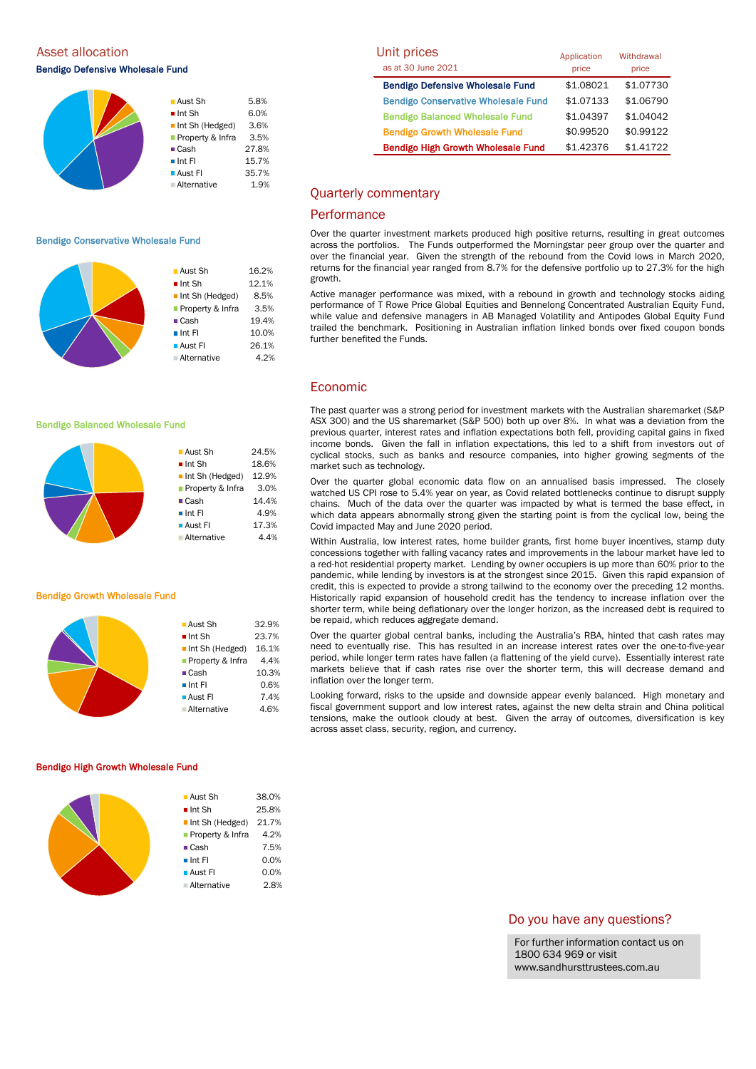## Asset allocation

### Bendigo Defensive Wholesale Fund

| Asset | Allocation |
|---|---|
| Aust Sh | 5.8% |
| Int Sh | 6.0% |
| Int Sh (Hedged) | 3.6% |
| Property & Infra | 3.5% |
| Cash | 27.8% |
| Int FI | 15.7% |
| Aust FI | 35.7% |
| Alternative | 1.9% |

### Bendigo Conservative Wholesale Fund

| Asset | Allocation |
|---|---|
| Aust Sh | 16.2% |
| Int Sh | 12.1% |
| Int Sh (Hedged) | 8.5% |
| Property & Infra | 3.5% |
| Cash | 19.4% |
| Int FI | 10.0% |
| Aust FI | 26.1% |
| Alternative | 4.2% |

### Bendigo Balanced Wholesale Fund

| Asset | Allocation |
|---|---|
| Aust Sh | 24.5% |
| Int Sh | 18.6% |
| Int Sh (Hedged) | 12.9% |
| Property & Infra | 3.0% |
| Cash | 14.4% |
| Int FI | 4.9% |
| Aust FI | 17.3% |
| Alternative | 4.4% |

### Bendigo Growth Wholesale Fund

| Asset | Allocation |
|---|---|
| Aust Sh | 32.9% |
| Int Sh | 23.7% |
| Int Sh (Hedged) | 16.1% |
| Property & Infra | 4.4% |
| Cash | 10.3% |
| Int FI | 0.6% |
| Aust FI | 7.4% |
| Alternative | 4.6% |

### Bendigo High Growth Wholesale Fund

| Asset | Allocation |
|---|---|
| Aust Sh | 38.0% |
| Int Sh | 25.8% |
| Int Sh (Hedged) | 21.7% |
| Property & Infra | 4.2% |
| Cash | 7.5% |
| Int FI | 0.0% |
| Aust FI | 0.0% |
| Alternative | 2.8% |

## Unit prices

| as at 30 June 2021 | Application price | Withdrawal price |
|---|---|---|
| Bendigo Defensive Wholesale Fund | $1.08021 | $1.07730 |
| Bendigo Conservative Wholesale Fund | $1.07133 | $1.06790 |
| Bendigo Balanced Wholesale Fund | $1.04397 | $1.04042 |
| Bendigo Growth Wholesale Fund | $0.99520 | $0.99122 |
| Bendigo High Growth Wholesale Fund | $1.42376 | $1.41722 |

## Quarterly commentary

### Performance

Over the quarter investment markets produced high positive returns, resulting in great outcomes across the portfolios. The Funds outperformed the Morningstar peer group over the quarter and over the financial year. Given the strength of the rebound from the Covid lows in March 2020, returns for the financial year ranged from 8.7% for the defensive portfolio up to 27.3% for the high growth.

Active manager performance was mixed, with a rebound in growth and technology stocks aiding performance of T Rowe Price Global Equities and Bennelong Concentrated Australian Equity Fund, while value and defensive managers in AB Managed Volatility and Antipodes Global Equity Fund trailed the benchmark. Positioning in Australian inflation linked bonds over fixed coupon bonds further benefited the Funds.

### Economic

The past quarter was a strong period for investment markets with the Australian sharemarket (S&P ASX 300) and the US sharemarket (S&P 500) both up over 8%. In what was a deviation from the previous quarter, interest rates and inflation expectations both fell, providing capital gains in fixed income bonds. Given the fall in inflation expectations, this led to a shift from investors out of cyclical stocks, such as banks and resource companies, into higher growing segments of the market such as technology.

Over the quarter global economic data flow on an annualised basis impressed. The closely watched US CPI rose to 5.4% year on year, as Covid related bottlenecks continue to disrupt supply chains. Much of the data over the quarter was impacted by what is termed the base effect, in which data appears abnormally strong given the starting point is from the cyclical low, being the Covid impacted May and June 2020 period.

Within Australia, low interest rates, home builder grants, first home buyer incentives, stamp duty concessions together with falling vacancy rates and improvements in the labour market have led to a red-hot residential property market. Lending by owner occupiers is up more than 60% prior to the pandemic, while lending by investors is at the strongest since 2015. Given this rapid expansion of credit, this is expected to provide a strong tailwind to the economy over the preceding 12 months. Historically rapid expansion of household credit has the tendency to increase inflation over the shorter term, while being deflationary over the longer horizon, as the increased debt is required to be repaid, which reduces aggregate demand.

Over the quarter global central banks, including the Australia's RBA, hinted that cash rates may need to eventually rise. This has resulted in an increase interest rates over the one-to-five-year period, while longer term rates have fallen (a flattening of the yield curve). Essentially interest rate markets believe that if cash rates rise over the shorter term, this will decrease demand and inflation over the longer term.

Looking forward, risks to the upside and downside appear evenly balanced. High monetary and fiscal government support and low interest rates, against the new delta strain and China political tensions, make the outlook cloudy at best. Given the array of outcomes, diversification is key across asset class, security, region, and currency.

## Do you have any questions?

For further information contact us on 1800 634 969 or visit www.sandhursttrustees.com.au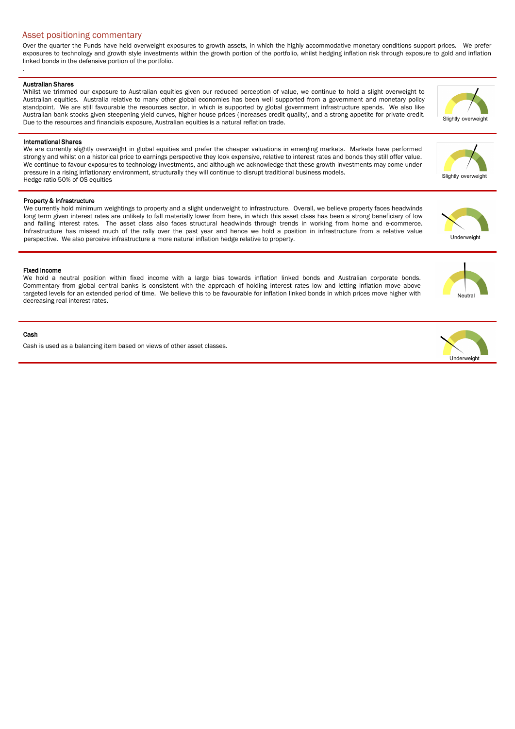## Asset positioning commentary

Over the quarter the Funds have held overweight exposures to growth assets, in which the highly accommodative monetary conditions support prices. We prefer exposures to technology and growth style investments within the growth portion of the portfolio, whilst hedging inflation risk through exposure to gold and inflation linked bonds in the defensive portion of the portfolio.

.

**Australian Shares**

Whilst we trimmed our exposure to Australian equities given our reduced perception of value, we continue to hold a slight overweight to Australian equities. Australia relative to many other global economies has been well supported from a government and monetary policy standpoint. We are still favourable the resources sector, in which is supported by global government infrastructure spends. We also like Australian bank stocks given steepening yield curves, higher house prices (increases credit quality), and a strong appetite for private credit. Due to the resources and financials exposure, Australian equities is a natural reflation trade.

Slightly overweight

**International Shares**

We are currently slightly overweight in global equities and prefer the cheaper valuations in emerging markets. Markets have performed strongly and whilst on a historical price to earnings perspective they look expensive, relative to interest rates and bonds they still offer value. We continue to favour exposures to technology investments, and although we acknowledge that these growth investments may come under pressure in a rising inflationary environment, structurally they will continue to disrupt traditional business models.
Hedge ratio 50% of OS equities

Slightly overweight

**Property & Infrastructure**

We currently hold minimum weightings to property and a slight underweight to infrastructure. Overall, we believe property faces headwinds long term given interest rates are unlikely to fall materially lower from here, in which this asset class has been a strong beneficiary of low and falling interest rates. The asset class also faces structural headwinds through trends in working from home and e-commerce. Infrastructure has missed much of the rally over the past year and hence we hold a position in infrastructure from a relative value perspective. We also perceive infrastructure a more natural inflation hedge relative to property.

Underweight

**Fixed Income**

We hold a neutral position within fixed income with a large bias towards inflation linked bonds and Australian corporate bonds. Commentary from global central banks is consistent with the approach of holding interest rates low and letting inflation move above targeted levels for an extended period of time. We believe this to be favourable for inflation linked bonds in which prices move higher with decreasing real interest rates.

Neutral

**Cash**

Cash is used as a balancing item based on views of other asset classes.

Underweight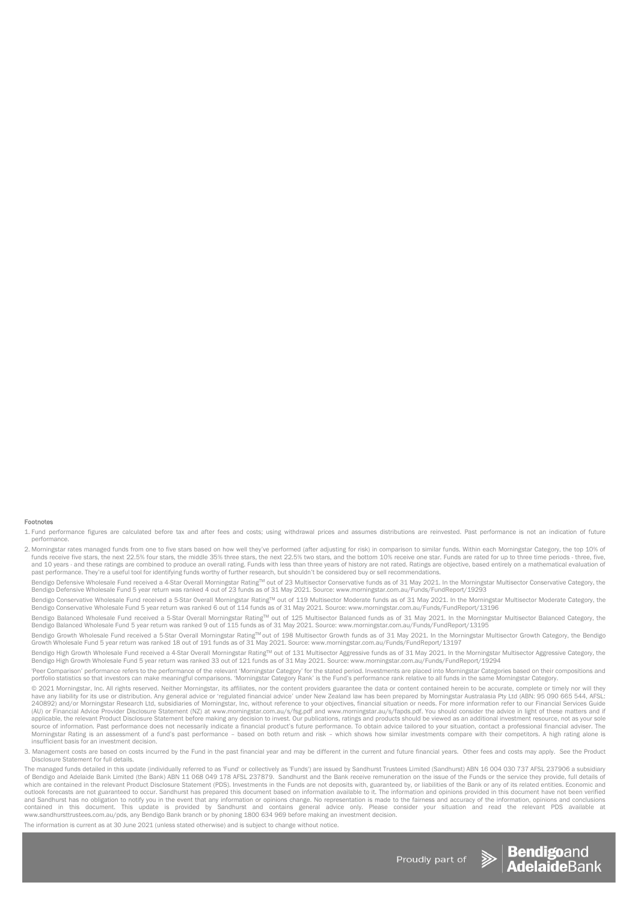#### Footnotes

1. Fund performance figures are calculated before tax and after fees and costs; using withdrawal prices and assumes distributions are reinvested. Past performance is not an indication of future performance.

2. Morningstar rates managed funds from one to five stars based on how well they've performed (after adjusting for risk) in comparison to similar funds. Within each Morningstar Category, the top 10% of funds receive five stars, the next 22.5% four stars, the middle 35% three stars, the next 22.5% two stars, and the bottom 10% receive one star. Funds are rated for up to three time periods - three, five, and 10 years - and these ratings are combined to produce an overall rating. Funds with less than three years of history are not rated. Ratings are objective, based entirely on a mathematical evaluation of past performance. They're a useful tool for identifying funds worthy of further research, but shouldn't be considered buy or sell recommendations.

   Bendigo Defensive Wholesale Fund received a 4-Star Overall Morningstar Rating™ out of 23 Multisector Conservative funds as of 31 May 2021. In the Morningstar Multisector Conservative Category, the Bendigo Defensive Wholesale Fund 5 year return was ranked 4 out of 23 funds as of 31 May 2021. Source: www.morningstar.com.au/Funds/FundReport/19293

   Bendigo Conservative Wholesale Fund received a 5-Star Overall Morningstar Rating™ out of 119 Multisector Moderate funds as of 31 May 2021. In the Morningstar Multisector Moderate Category, the Bendigo Conservative Wholesale Fund 5 year return was ranked 6 out of 114 funds as of 31 May 2021. Source: www.morningstar.com.au/Funds/FundReport/13196

   Bendigo Balanced Wholesale Fund received a 5-Star Overall Morningstar Rating™ out of 125 Multisector Balanced funds as of 31 May 2021. In the Morningstar Multisector Balanced Category, the Bendigo Balanced Wholesale Fund 5 year return was ranked 9 out of 115 funds as of 31 May 2021. Source: www.morningstar.com.au/Funds/FundReport/13195

   Bendigo Growth Wholesale Fund received a 5-Star Overall Morningstar Rating™ out of 198 Multisector Growth funds as of 31 May 2021. In the Morningstar Multisector Growth Category, the Bendigo Growth Wholesale Fund 5 year return was ranked 18 out of 191 funds as of 31 May 2021. Source: www.morningstar.com.au/Funds/FundReport/13197

   Bendigo High Growth Wholesale Fund received a 4-Star Overall Morningstar Rating™ out of 131 Multisector Aggressive funds as of 31 May 2021. In the Morningstar Multisector Aggressive Category, the Bendigo High Growth Wholesale Fund 5 year return was ranked 33 out of 121 funds as of 31 May 2021. Source: www.morningstar.com.au/Funds/FundReport/19294

   'Peer Comparison' performance refers to the performance of the relevant 'Morningstar Category' for the stated period. Investments are placed into Morningstar Categories based on their compositions and portfolio statistics so that investors can make meaningful comparisons. 'Morningstar Category Rank' is the Fund's performance rank relative to all funds in the same Morningstar Category.

   © 2021 Morningstar, Inc. All rights reserved. Neither Morningstar, its affiliates, nor the content providers guarantee the data or content contained herein to be accurate, complete or timely nor will they have any liability for its use or distribution. Any general advice or 'regulated financial advice' under New Zealand law has been prepared by Morningstar Australasia Pty Ltd (ABN: 95 090 665 544, AFSL: 240892) and/or Morningstar Research Ltd, subsidiaries of Morningstar, Inc, without reference to your objectives, financial situation or needs. For more information refer to our Financial Services Guide (AU) or Financial Advice Provider Disclosure Statement (NZ) at www.morningstar.com.au/s/fsg.pdf and www.morningstar.au/s/fapds.pdf. You should consider the advice in light of these matters and if applicable, the relevant Product Disclosure Statement before making any decision to invest. Our publications, ratings and products should be viewed as an additional investment resource, not as your sole source of information. Past performance does not necessarily indicate a financial product's future performance. To obtain advice tailored to your situation, contact a professional financial adviser. The Morningstar Rating is an assessment of a fund's past performance – based on both return and risk – which shows how similar investments compare with their competitors. A high rating alone is insufficient basis for an investment decision.

3. Management costs are based on costs incurred by the Fund in the past financial year and may be different in the current and future financial years. Other fees and costs may apply. See the Product Disclosure Statement for full details.

The managed funds detailed in this update (individually referred to as 'Fund' or collectively as 'Funds') are issued by Sandhurst Trustees Limited (Sandhurst) ABN 16 004 030 737 AFSL 237906 a subsidiary of Bendigo and Adelaide Bank Limited (the Bank) ABN 11 068 049 178 AFSL 237879. Sandhurst and the Bank receive remuneration on the issue of the Funds or the service they provide, full details of which are contained in the relevant Product Disclosure Statement (PDS). Investments in the Funds are not deposits with, guaranteed by, or liabilities of the Bank or any of its related entities. Economic and outlook forecasts are not guaranteed to occur. Sandhurst has prepared this document based on information available to it. The information and opinions provided in this document have not been verified and Sandhurst has no obligation to notify you in the event that any information or opinions change. No representation is made to the fairness and accuracy of the information, opinions and conclusions contained in this document. This update is provided by Sandhurst and contains general advice only. Please consider your situation and read the relevant PDS available at www.sandhursttrustees.com.au/pds, any Bendigo Bank branch or by phoning 1800 634 969 before making an investment decision.

The information is current as at 30 June 2021 (unless stated otherwise) and is subject to change without notice.

Proudly part of **Bendigo**and **Adelaide**Bank